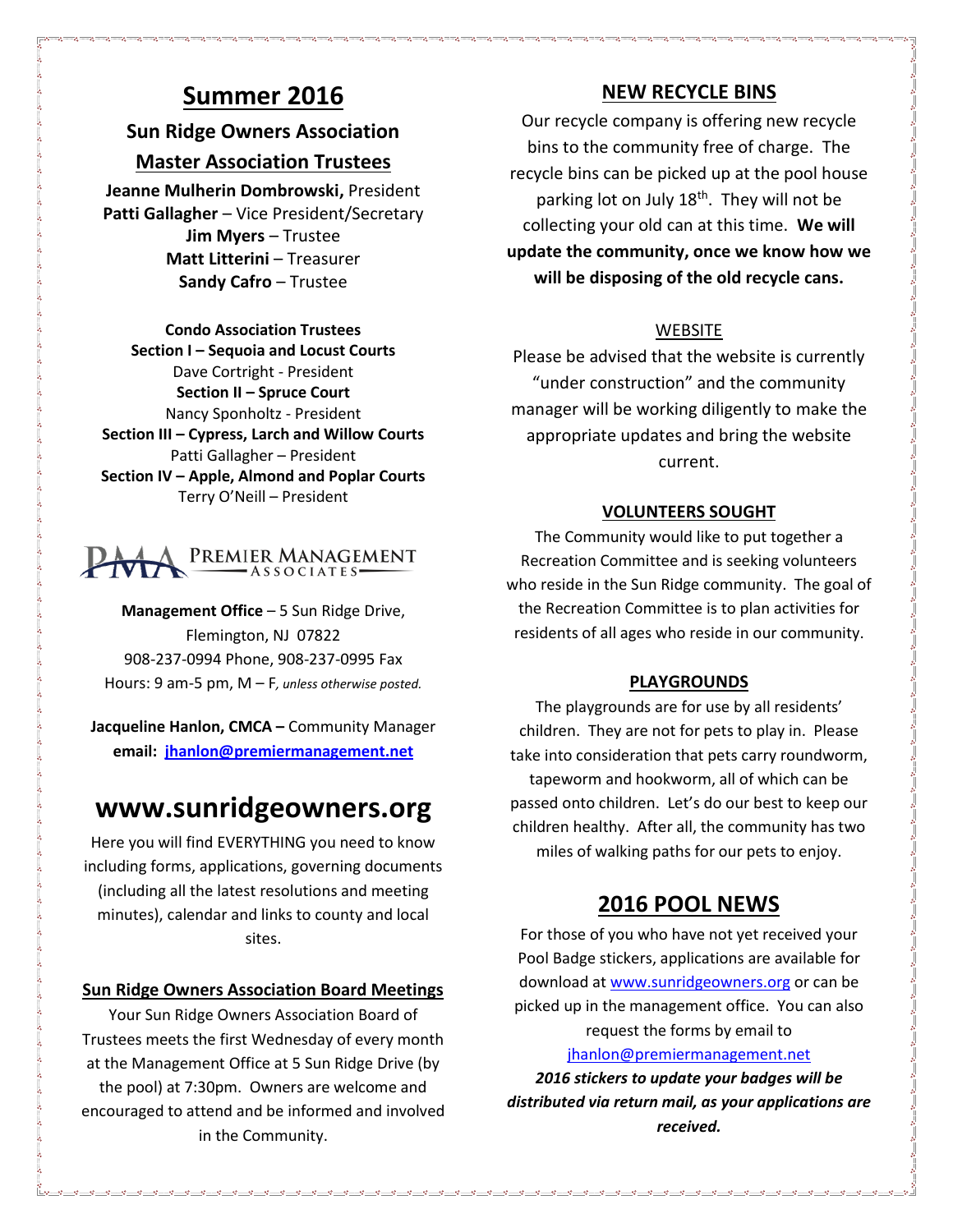# Summer 2016

## Sun Ridge Owners Association

## Master Association Trustees

**Jeanne Mulherin Dombrowski,** President
**Patti Gallagher** – Vice President/Secretary
**Jim Myers** – Trustee
**Matt Litterini** – Treasurer
**Sandy Cafro** – Trustee

**Condo Association Trustees**

**Section I – Sequoia and Locust Courts**
Dave Cortright - President

**Section II – Spruce Court**
Nancy Sponholtz - President

**Section III – Cypress, Larch and Willow Courts**
Patti Gallagher – President

**Section IV – Apple, Almond and Poplar Courts**
Terry O'Neill – President

PREMIER MANAGEMENT ASSOCIATES

**Management Office** – 5 Sun Ridge Drive, Flemington, NJ 07822
908-237-0994 Phone, 908-237-0995 Fax
Hours: 9 am-5 pm, M – F*, unless otherwise posted.*

**Jacqueline Hanlon, CMCA –** Community Manager
**email: jhanlon@premiermanagement.net**

# www.sunridgeowners.org

Here you will find EVERYTHING you need to know including forms, applications, governing documents (including all the latest resolutions and meeting minutes), calendar and links to county and local sites.

### Sun Ridge Owners Association Board Meetings

Your Sun Ridge Owners Association Board of Trustees meets the first Wednesday of every month at the Management Office at 5 Sun Ridge Drive (by the pool) at 7:30pm. Owners are welcome and encouraged to attend and be informed and involved in the Community.

## NEW RECYCLE BINS

Our recycle company is offering new recycle bins to the community free of charge. The recycle bins can be picked up at the pool house parking lot on July 18th. They will not be collecting your old can at this time. **We will update the community, once we know how we will be disposing of the old recycle cans.**

### WEBSITE

Please be advised that the website is currently "under construction" and the community manager will be working diligently to make the appropriate updates and bring the website current.

### VOLUNTEERS SOUGHT

The Community would like to put together a Recreation Committee and is seeking volunteers who reside in the Sun Ridge community. The goal of the Recreation Committee is to plan activities for residents of all ages who reside in our community.

### PLAYGROUNDS

The playgrounds are for use by all residents' children. They are not for pets to play in. Please take into consideration that pets carry roundworm, tapeworm and hookworm, all of which can be passed onto children. Let's do our best to keep our children healthy. After all, the community has two miles of walking paths for our pets to enjoy.

## 2016 POOL NEWS

For those of you who have not yet received your Pool Badge stickers, applications are available for download at www.sunridgeowners.org or can be picked up in the management office. You can also request the forms by email to jhanlon@premiermanagement.net

***2016 stickers to update your badges will be distributed via return mail, as your applications are received.***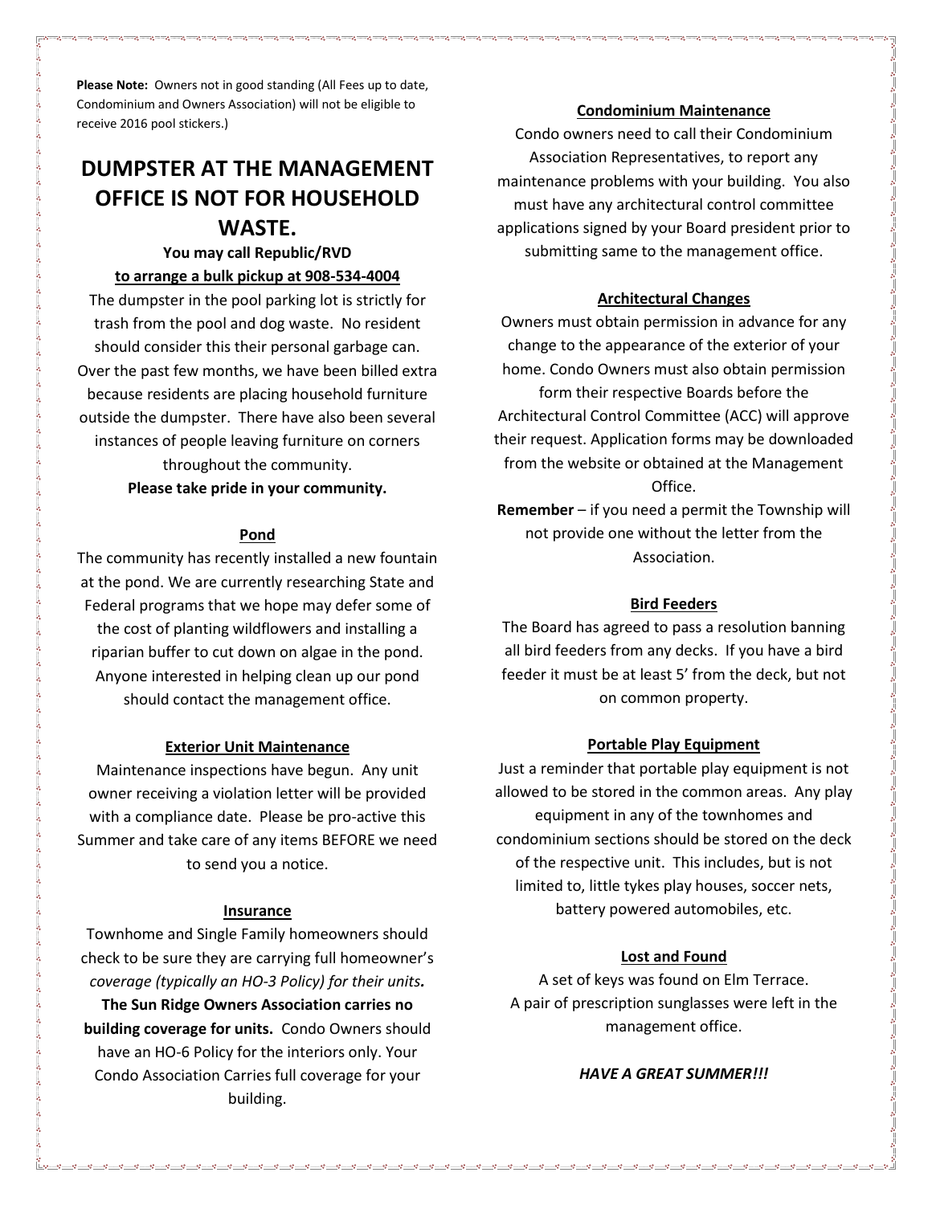**Please Note:** Owners not in good standing (All Fees up to date, Condominium and Owners Association) will not be eligible to receive 2016 pool stickers.)

# DUMPSTER AT THE MANAGEMENT OFFICE IS NOT FOR HOUSEHOLD WASTE.

**You may call Republic/RVD**
**to arrange a bulk pickup at 908-534-4004**

The dumpster in the pool parking lot is strictly for trash from the pool and dog waste. No resident should consider this their personal garbage can. Over the past few months, we have been billed extra because residents are placing household furniture outside the dumpster. There have also been several instances of people leaving furniture on corners throughout the community.

**Please take pride in your community.**

### Pond

The community has recently installed a new fountain at the pond. We are currently researching State and Federal programs that we hope may defer some of the cost of planting wildflowers and installing a riparian buffer to cut down on algae in the pond. Anyone interested in helping clean up our pond should contact the management office.

### Exterior Unit Maintenance

Maintenance inspections have begun. Any unit owner receiving a violation letter will be provided with a compliance date. Please be pro-active this Summer and take care of any items BEFORE we need to send you a notice.

### Insurance

Townhome and Single Family homeowners should check to be sure they are carrying full homeowner's *coverage (typically an HO-3 Policy) for their units.* **The Sun Ridge Owners Association carries no building coverage for units.** Condo Owners should have an HO-6 Policy for the interiors only. Your Condo Association Carries full coverage for your building.

### Condominium Maintenance

Condo owners need to call their Condominium Association Representatives, to report any maintenance problems with your building. You also must have any architectural control committee applications signed by your Board president prior to submitting same to the management office.

### Architectural Changes

Owners must obtain permission in advance for any change to the appearance of the exterior of your home. Condo Owners must also obtain permission form their respective Boards before the Architectural Control Committee (ACC) will approve their request. Application forms may be downloaded from the website or obtained at the Management Office.

**Remember** – if you need a permit the Township will not provide one without the letter from the Association.

### Bird Feeders

The Board has agreed to pass a resolution banning all bird feeders from any decks. If you have a bird feeder it must be at least 5' from the deck, but not on common property.

### Portable Play Equipment

Just a reminder that portable play equipment is not allowed to be stored in the common areas. Any play equipment in any of the townhomes and condominium sections should be stored on the deck of the respective unit. This includes, but is not limited to, little tykes play houses, soccer nets, battery powered automobiles, etc.

### Lost and Found

A set of keys was found on Elm Terrace.
A pair of prescription sunglasses were left in the management office.

***HAVE A GREAT SUMMER!!!***